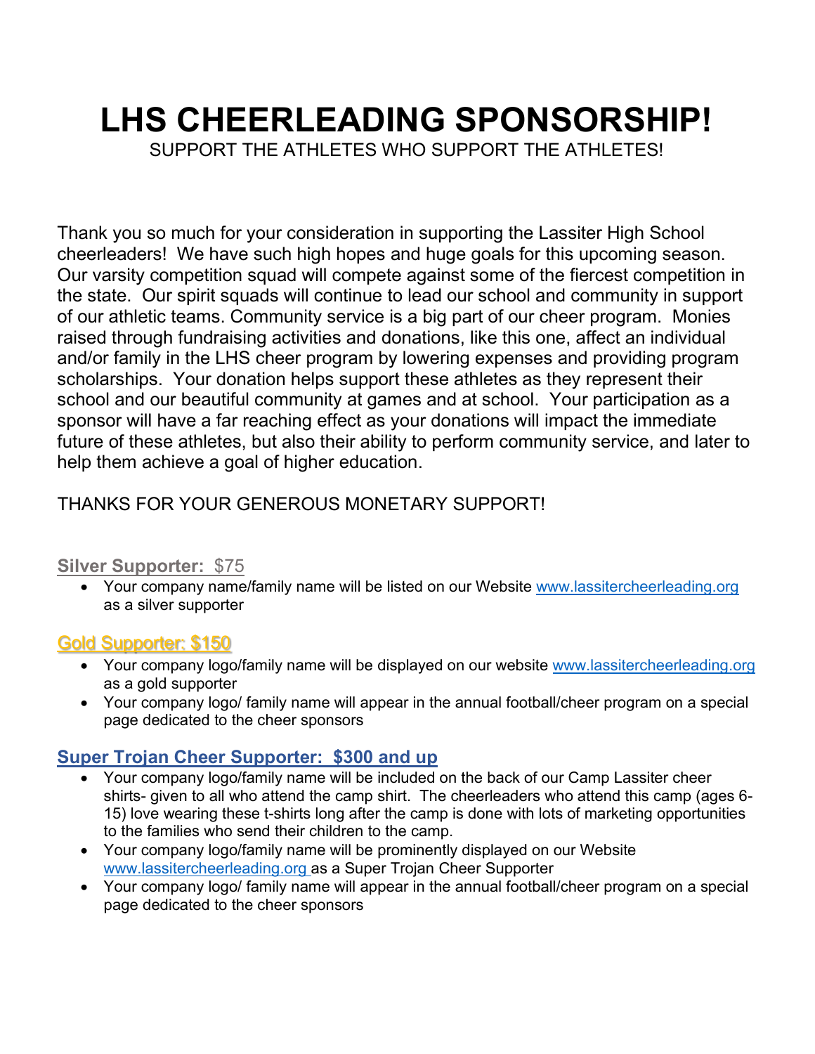# LHS CHEERLEADING SPONSORSHIP!

SUPPORT THE ATHLETES WHO SUPPORT THE ATHLETES!

Thank you so much for your consideration in supporting the Lassiter High School cheerleaders! We have such high hopes and huge goals for this upcoming season. Our varsity competition squad will compete against some of the fiercest competition in the state. Our spirit squads will continue to lead our school and community in support of our athletic teams. Community service is a big part of our cheer program. Monies raised through fundraising activities and donations, like this one, affect an individual and/or family in the LHS cheer program by lowering expenses and providing program scholarships. Your donation helps support these athletes as they represent their school and our beautiful community at games and at school. Your participation as a sponsor will have a far reaching effect as your donations will impact the immediate future of these athletes, but also their ability to perform community service, and later to help them achieve a goal of higher education.

THANKS FOR YOUR GENEROUS MONETARY SUPPORT!

**Silver Supporter:** $75

- Your company name/family name will be listed on our Website www.lassitercheerleading.org as a silver supporter

**Gold Supporter: $150**

- Your company logo/family name will be displayed on our website www.lassitercheerleading.org as a gold supporter
- Your company logo/ family name will appear in the annual football/cheer program on a special page dedicated to the cheer sponsors

**Super Trojan Cheer Supporter: $300 and up**

- Your company logo/family name will be included on the back of our Camp Lassiter cheer shirts- given to all who attend the camp shirt. The cheerleaders who attend this camp (ages 6-15) love wearing these t-shirts long after the camp is done with lots of marketing opportunities to the families who send their children to the camp.
- Your company logo/family name will be prominently displayed on our Website www.lassitercheerleading.org as a Super Trojan Cheer Supporter
- Your company logo/ family name will appear in the annual football/cheer program on a special page dedicated to the cheer sponsors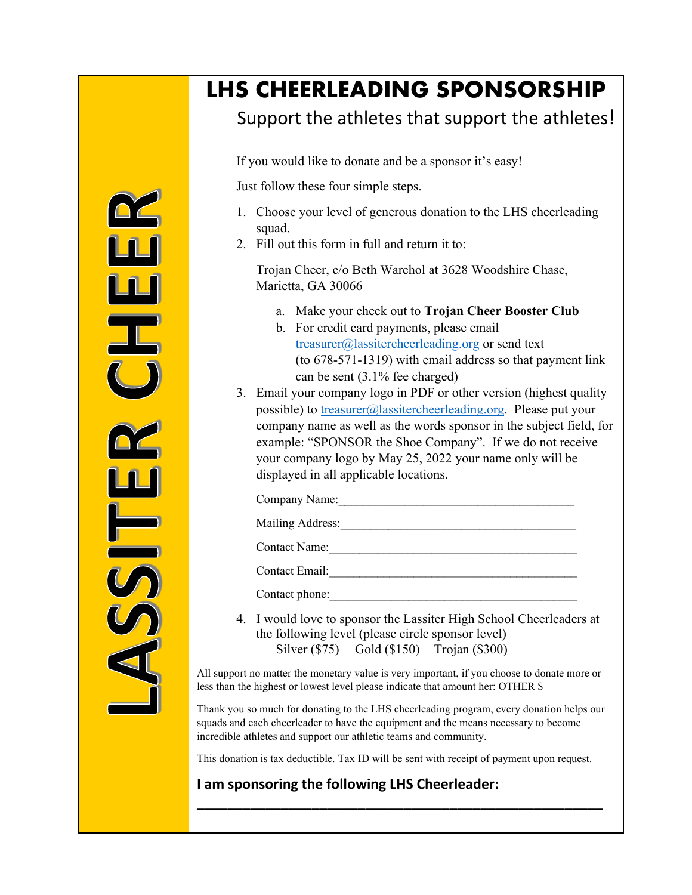LASSITER CHEER

# LHS CHEERLEADING SPONSORSHIP

## Support the athletes that support the athletes!

If you would like to donate and be a sponsor it's easy!

Just follow these four simple steps.

1. Choose your level of generous donation to the LHS cheerleading squad.
2. Fill out this form in full and return it to:

   Trojan Cheer, c/o Beth Warchol at 3628 Woodshire Chase, Marietta, GA 30066

   a. Make your check out to **Trojan Cheer Booster Club**
   b. For credit card payments, please email treasurer@lassitercheerleading.org or send text (to 678-571-1319) with email address so that payment link can be sent (3.1% fee charged)
3. Email your company logo in PDF or other version (highest quality possible) to treasurer@lassitercheerleading.org. Please put your company name as well as the words sponsor in the subject field, for example: "SPONSOR the Shoe Company". If we do not receive your company logo by May 25, 2022 your name only will be displayed in all applicable locations.

   Company Name:______________________________________

   Mailing Address:_____________________________________

   Contact Name:_______________________________________

   Contact Email:_______________________________________

   Contact phone:_______________________________________

4. I would love to sponsor the Lassiter High School Cheerleaders at the following level (please circle sponsor level)
   Silver ($75)    Gold ($150)    Trojan ($300)

All support no matter the monetary value is very important, if you choose to donate more or less than the highest or lowest level please indicate that amount her: OTHER $_________

Thank you so much for donating to the LHS cheerleading program, every donation helps our squads and each cheerleader to have the equipment and the means necessary to become incredible athletes and support our athletic teams and community.

This donation is tax deductible. Tax ID will be sent with receipt of payment upon request.

**I am sponsoring the following LHS Cheerleader:**

______________________________________________